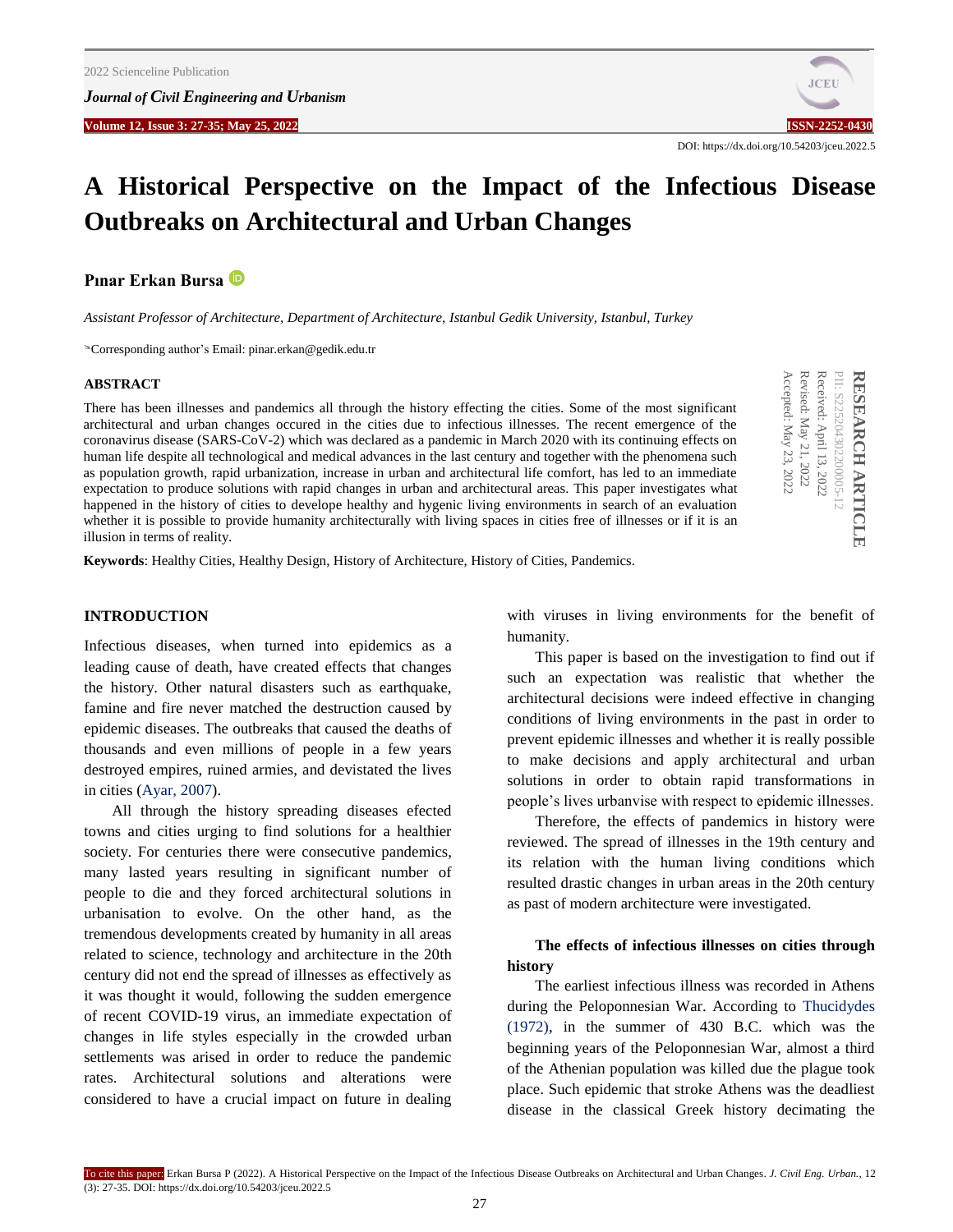DOI: https://dx.doi.org/10.54203/jceu.2022.5

# A Historical Perspective on the Impact of the Infectious Disease Outbreaks on Architectural and Urban Changes

**Pınar Erkan Bursa**

*Assistant Professor of Architecture, Department of Architecture, Istanbul Gedik University, Istanbul, Turkey*

Corresponding author's Email: pinar.erkan@gedik.edu.tr

**RESEARCH ARTICLE**
PII: S225204302200005-12
Received: April 13, 2022
Revised: May 21, 2022
Accepted: May 23, 2022

## ABSTRACT

There has been illnesses and pandemics all through the history effecting the cities. Some of the most significant architectural and urban changes occured in the cities due to infectious illnesses. The recent emergence of the coronavirus disease (SARS-CoV-2) which was declared as a pandemic in March 2020 with its continuing effects on human life despite all technological and medical advances in the last century and together with the phenomena such as population growth, rapid urbanization, increase in urban and architectural life comfort, has led to an immediate expectation to produce solutions with rapid changes in urban and architectural areas. This paper investigates what happened in the history of cities to develope healthy and hygenic living environments in search of an evaluation whether it is possible to provide humanity architecturally with living spaces in cities free of illnesses or if it is an illusion in terms of reality.

**Keywords**: Healthy Cities, Healthy Design, History of Architecture, History of Cities, Pandemics.

## INTRODUCTION

Infectious diseases, when turned into epidemics as a leading cause of death, have created effects that changes the history. Other natural disasters such as earthquake, famine and fire never matched the destruction caused by epidemic diseases. The outbreaks that caused the deaths of thousands and even millions of people in a few years destroyed empires, ruined armies, and devistated the lives in cities (Ayar, 2007).

All through the history spreading diseases efected towns and cities urging to find solutions for a healthier society. For centuries there were consecutive pandemics, many lasted years resulting in significant number of people to die and they forced architectural solutions in urbanisation to evolve. On the other hand, as the tremendous developments created by humanity in all areas related to science, technology and architecture in the 20th century did not end the spread of illnesses as effectively as it was thought it would, following the sudden emergence of recent COVID-19 virus, an immediate expectation of changes in life styles especially in the crowded urban settlements was arised in order to reduce the pandemic rates. Architectural solutions and alterations were considered to have a crucial impact on future in dealing with viruses in living environments for the benefit of humanity.

This paper is based on the investigation to find out if such an expectation was realistic that whether the architectural decisions were indeed effective in changing conditions of living environments in the past in order to prevent epidemic illnesses and whether it is really possible to make decisions and apply architectural and urban solutions in order to obtain rapid transformations in people's lives urbanvise with respect to epidemic illnesses.

Therefore, the effects of pandemics in history were reviewed. The spread of illnesses in the 19th century and its relation with the human living conditions which resulted drastic changes in urban areas in the 20th century as past of modern architecture were investigated.

### The effects of infectious illnesses on cities through history

The earliest infectious illness was recorded in Athens during the Peloponnesian War. According to Thucydides (1972), in the summer of 430 B.C. which was the beginning years of the Peloponnesian War, almost a third of the Athenian population was killed due the plague took place. Such epidemic that stroke Athens was the deadliest disease in the classical Greek history decimating the

To cite this paper: Erkan Bursa P (2022). A Historical Perspective on the Impact of the Infectious Disease Outbreaks on Architectural and Urban Changes. *J. Civil Eng. Urban.*, 12 (3): 27-35. DOI: https://dx.doi.org/10.54203/jceu.2022.5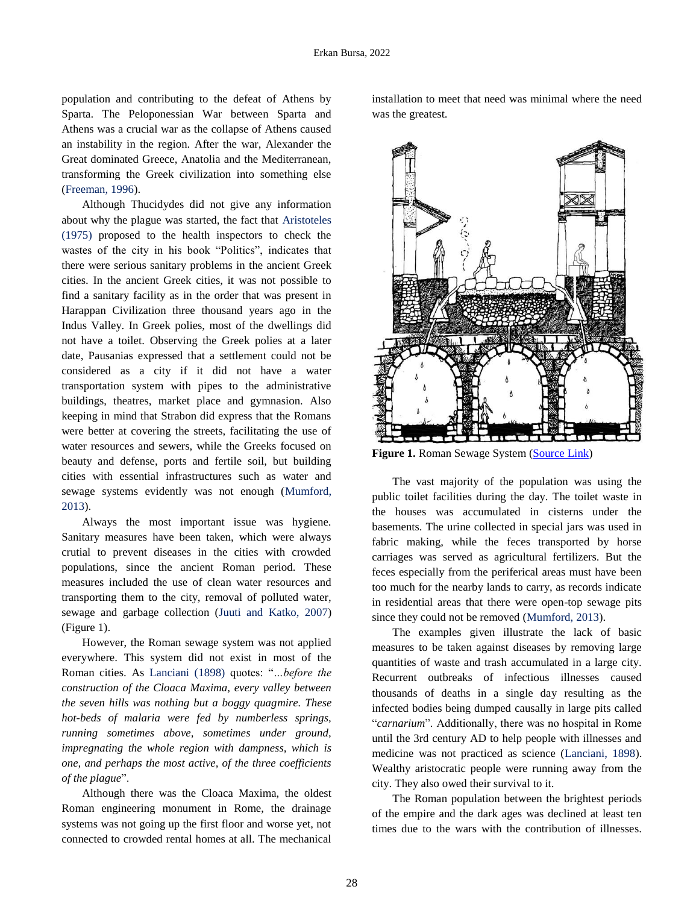population and contributing to the defeat of Athens by Sparta. The Peloponessian War between Sparta and Athens was a crucial war as the collapse of Athens caused an instability in the region. After the war, Alexander the Great dominated Greece, Anatolia and the Mediterranean, transforming the Greek civilization into something else (Freeman, 1996).

Although Thucidydes did not give any information about why the plague was started, the fact that Aristoteles (1975) proposed to the health inspectors to check the wastes of the city in his book "Politics", indicates that there were serious sanitary problems in the ancient Greek cities. In the ancient Greek cities, it was not possible to find a sanitary facility as in the order that was present in Harappan Civilization three thousand years ago in the Indus Valley. In Greek polies, most of the dwellings did not have a toilet. Observing the Greek polies at a later date, Pausanias expressed that a settlement could not be considered as a city if it did not have a water transportation system with pipes to the administrative buildings, theatres, market place and gymnasion. Also keeping in mind that Strabon did express that the Romans were better at covering the streets, facilitating the use of water resources and sewers, while the Greeks focused on beauty and defense, ports and fertile soil, but building cities with essential infrastructures such as water and sewage systems evidently was not enough (Mumford, 2013).

Always the most important issue was hygiene. Sanitary measures have been taken, which were always crutial to prevent diseases in the cities with crowded populations, since the ancient Roman period. These measures included the use of clean water resources and transporting them to the city, removal of polluted water, sewage and garbage collection (Juuti and Katko, 2007) (Figure 1).

However, the Roman sewage system was not applied everywhere. This system did not exist in most of the Roman cities. As Lanciani (1898) quotes: "*...before the construction of the Cloaca Maxima, every valley between the seven hills was nothing but a boggy quagmire. These hot-beds of malaria were fed by numberless springs, running sometimes above, sometimes under ground, impregnating the whole region with dampness, which is one, and perhaps the most active, of the three coefficients of the plague*".

Although there was the Cloaca Maxima, the oldest Roman engineering monument in Rome, the drainage systems was not going up the first floor and worse yet, not connected to crowded rental homes at all. The mechanical installation to meet that need was minimal where the need was the greatest.

**Figure 1.** Roman Sewage System (Source Link)

The vast majority of the population was using the public toilet facilities during the day. The toilet waste in the houses was accumulated in cisterns under the basements. The urine collected in special jars was used in fabric making, while the feces transported by horse carriages was served as agricultural fertilizers. But the feces especially from the periferical areas must have been too much for the nearby lands to carry, as records indicate in residential areas that there were open-top sewage pits since they could not be removed (Mumford, 2013).

The examples given illustrate the lack of basic measures to be taken against diseases by removing large quantities of waste and trash accumulated in a large city. Recurrent outbreaks of infectious illnesses caused thousands of deaths in a single day resulting as the infected bodies being dumped causally in large pits called "*carnarium*". Additionally, there was no hospital in Rome until the 3rd century AD to help people with illnesses and medicine was not practiced as science (Lanciani, 1898). Wealthy aristocratic people were running away from the city. They also owed their survival to it.

The Roman population between the brightest periods of the empire and the dark ages was declined at least ten times due to the wars with the contribution of illnesses.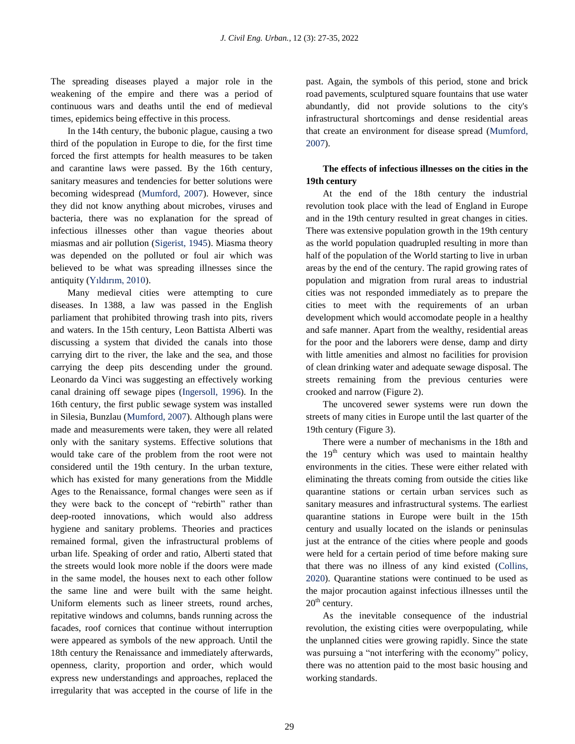The spreading diseases played a major role in the weakening of the empire and there was a period of continuous wars and deaths until the end of medieval times, epidemics being effective in this process.

In the 14th century, the bubonic plague, causing a two third of the population in Europe to die, for the first time forced the first attempts for health measures to be taken and carantine laws were passed. By the 16th century, sanitary measures and tendencies for better solutions were becoming widespread (Mumford, 2007). However, since they did not know anything about microbes, viruses and bacteria, there was no explanation for the spread of infectious illnesses other than vague theories about miasmas and air pollution (Sigerist, 1945). Miasma theory was depended on the polluted or foul air which was believed to be what was spreading illnesses since the antiquity (Yıldırım, 2010).

Many medieval cities were attempting to cure diseases. In 1388, a law was passed in the English parliament that prohibited throwing trash into pits, rivers and waters. In the 15th century, Leon Battista Alberti was discussing a system that divided the canals into those carrying dirt to the river, the lake and the sea, and those carrying the deep pits descending under the ground. Leonardo da Vinci was suggesting an effectively working canal draining off sewage pipes (Ingersoll, 1996). In the 16th century, the first public sewage system was installed in Silesia, Bunzlau (Mumford, 2007). Although plans were made and measurements were taken, they were all related only with the sanitary systems. Effective solutions that would take care of the problem from the root were not considered until the 19th century. In the urban texture, which has existed for many generations from the Middle Ages to the Renaissance, formal changes were seen as if they were back to the concept of "rebirth" rather than deep-rooted innovations, which would also address hygiene and sanitary problems. Theories and practices remained formal, given the infrastructural problems of urban life. Speaking of order and ratio, Alberti stated that the streets would look more noble if the doors were made in the same model, the houses next to each other follow the same line and were built with the same height. Uniform elements such as lineer streets, round arches, repitative windows and columns, bands running across the facades, roof cornices that continue without interruption were appeared as symbols of the new approach. Until the 18th century the Renaissance and immediately afterwards, openness, clarity, proportion and order, which would express new understandings and approaches, replaced the irregularity that was accepted in the course of life in the past. Again, the symbols of this period, stone and brick road pavements, sculptured square fountains that use water abundantly, did not provide solutions to the city's infrastructural shortcomings and dense residential areas that create an environment for disease spread (Mumford, 2007).

**The effects of infectious illnesses on the cities in the 19th century**

At the end of the 18th century the industrial revolution took place with the lead of England in Europe and in the 19th century resulted in great changes in cities. There was extensive population growth in the 19th century as the world population quadrupled resulting in more than half of the population of the World starting to live in urban areas by the end of the century. The rapid growing rates of population and migration from rural areas to industrial cities was not responded immediately as to prepare the cities to meet with the requirements of an urban development which would accomodate people in a healthy and safe manner. Apart from the wealthy, residential areas for the poor and the laborers were dense, damp and dirty with little amenities and almost no facilities for provision of clean drinking water and adequate sewage disposal. The streets remaining from the previous centuries were crooked and narrow (Figure 2).

The uncovered sewer systems were run down the streets of many cities in Europe until the last quarter of the 19th century (Figure 3).

There were a number of mechanisms in the 18th and the 19th century which was used to maintain healthy environments in the cities. These were either related with eliminating the threats coming from outside the cities like quarantine stations or certain urban services such as sanitary measures and infrastructural systems. The earliest quarantine stations in Europe were built in the 15th century and usually located on the islands or peninsulas just at the entrance of the cities where people and goods were held for a certain period of time before making sure that there was no illness of any kind existed (Collins, 2020). Quarantine stations were continued to be used as the major procaution against infectious illnesses until the 20th century.

As the inevitable consequence of the industrial revolution, the existing cities were overpopulating, while the unplanned cities were growing rapidly. Since the state was pursuing a "not interfering with the economy" policy, there was no attention paid to the most basic housing and working standards.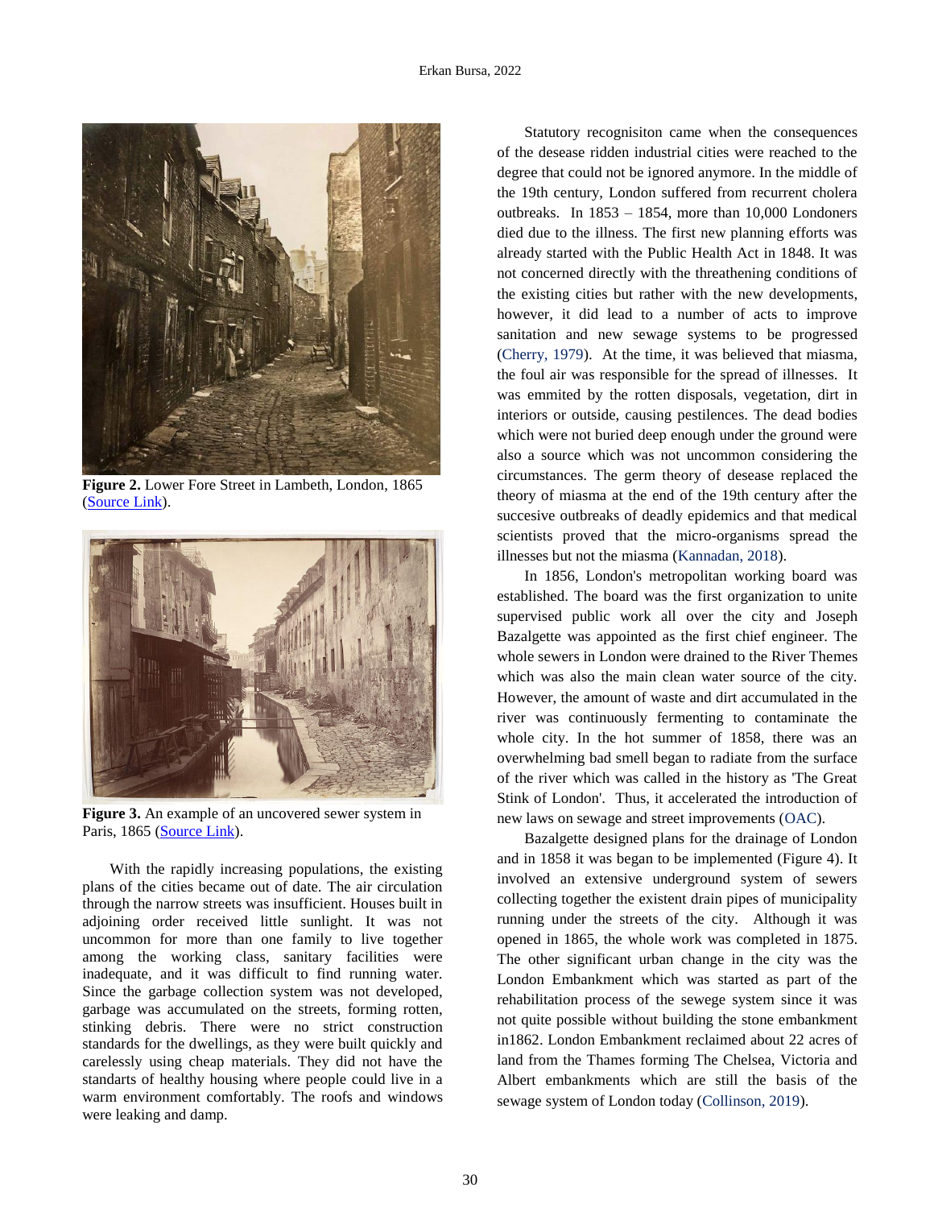**Figure 2.** Lower Fore Street in Lambeth, London, 1865 (Source Link).

**Figure 3.** An example of an uncovered sewer system in Paris, 1865 (Source Link).

With the rapidly increasing populations, the existing plans of the cities became out of date. The air circulation through the narrow streets was insufficient. Houses built in adjoining order received little sunlight. It was not uncommon for more than one family to live together among the working class, sanitary facilities were inadequate, and it was difficult to find running water. Since the garbage collection system was not developed, garbage was accumulated on the streets, forming rotten, stinking debris. There were no strict construction standards for the dwellings, as they were built quickly and carelessly using cheap materials. They did not have the standarts of healthy housing where people could live in a warm environment comfortably. The roofs and windows were leaking and damp.

Statutory recognisiton came when the consequences of the desease ridden industrial cities were reached to the degree that could not be ignored anymore. In the middle of the 19th century, London suffered from recurrent cholera outbreaks. In 1853 – 1854, more than 10,000 Londoners died due to the illness. The first new planning efforts was already started with the Public Health Act in 1848. It was not concerned directly with the threathening conditions of the existing cities but rather with the new developments, however, it did lead to a number of acts to improve sanitation and new sewage systems to be progressed (Cherry, 1979). At the time, it was believed that miasma, the foul air was responsible for the spread of illnesses. It was emmited by the rotten disposals, vegetation, dirt in interiors or outside, causing pestilences. The dead bodies which were not buried deep enough under the ground were also a source which was not uncommon considering the circumstances. The germ theory of desease replaced the theory of miasma at the end of the 19th century after the succesive outbreaks of deadly epidemics and that medical scientists proved that the micro-organisms spread the illnesses but not the miasma (Kannadan, 2018).

In 1856, London's metropolitan working board was established. The board was the first organization to unite supervised public work all over the city and Joseph Bazalgette was appointed as the first chief engineer. The whole sewers in London were drained to the River Themes which was also the main clean water source of the city. However, the amount of waste and dirt accumulated in the river was continuously fermenting to contaminate the whole city. In the hot summer of 1858, there was an overwhelming bad smell began to radiate from the surface of the river which was called in the history as 'The Great Stink of London'. Thus, it accelerated the introduction of new laws on sewage and street improvements (OAC).

Bazalgette designed plans for the drainage of London and in 1858 it was began to be implemented (Figure 4). It involved an extensive underground system of sewers collecting together the existent drain pipes of municipality running under the streets of the city. Although it was opened in 1865, the whole work was completed in 1875. The other significant urban change in the city was the London Embankment which was started as part of the rehabilitation process of the sewege system since it was not quite possible without building the stone embankment in1862. London Embankment reclaimed about 22 acres of land from the Thames forming The Chelsea, Victoria and Albert embankments which are still the basis of the sewage system of London today (Collinson, 2019).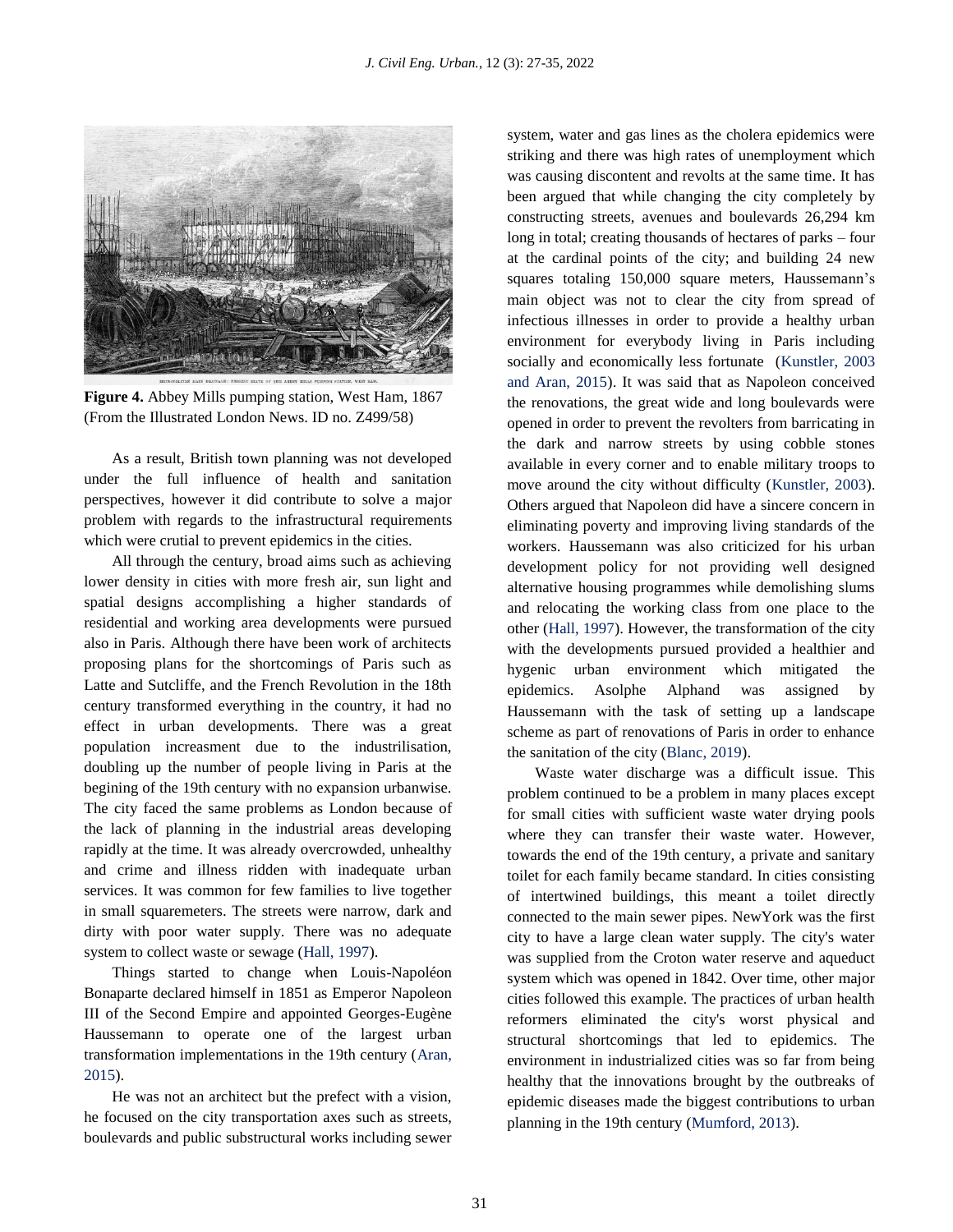**Figure 4.** Abbey Mills pumping station, West Ham, 1867 (From the Illustrated London News. ID no. Z499/58)

As a result, British town planning was not developed under the full influence of health and sanitation perspectives, however it did contribute to solve a major problem with regards to the infrastructural requirements which were crutial to prevent epidemics in the cities.

All through the century, broad aims such as achieving lower density in cities with more fresh air, sun light and spatial designs accomplishing a higher standards of residential and working area developments were pursued also in Paris. Although there have been work of architects proposing plans for the shortcomings of Paris such as Latte and Sutcliffe, and the French Revolution in the 18th century transformed everything in the country, it had no effect in urban developments. There was a great population increasment due to the industrilisation, doubling up the number of people living in Paris at the begining of the 19th century with no expansion urbanwise. The city faced the same problems as London because of the lack of planning in the industrial areas developing rapidly at the time. It was already overcrowded, unhealthy and crime and illness ridden with inadequate urban services. It was common for few families to live together in small squaremeters. The streets were narrow, dark and dirty with poor water supply. There was no adequate system to collect waste or sewage (Hall, 1997).

Things started to change when Louis-Napoléon Bonaparte declared himself in 1851 as Emperor Napoleon III of the Second Empire and appointed Georges-Eugène Haussemann to operate one of the largest urban transformation implementations in the 19th century (Aran, 2015).

He was not an architect but the prefect with a vision, he focused on the city transportation axes such as streets, boulevards and public substructural works including sewer system, water and gas lines as the cholera epidemics were striking and there was high rates of unemployment which was causing discontent and revolts at the same time. It has been argued that while changing the city completely by constructing streets, avenues and boulevards 26,294 km long in total; creating thousands of hectares of parks – four at the cardinal points of the city; and building 24 new squares totaling 150,000 square meters, Haussemann's main object was not to clear the city from spread of infectious illnesses in order to provide a healthy urban environment for everybody living in Paris including socially and economically less fortunate (Kunstler, 2003 and Aran, 2015). It was said that as Napoleon conceived the renovations, the great wide and long boulevards were opened in order to prevent the revolters from barricating in the dark and narrow streets by using cobble stones available in every corner and to enable military troops to move around the city without difficulty (Kunstler, 2003). Others argued that Napoleon did have a sincere concern in eliminating poverty and improving living standards of the workers. Haussemann was also criticized for his urban development policy for not providing well designed alternative housing programmes while demolishing slums and relocating the working class from one place to the other (Hall, 1997). However, the transformation of the city with the developments pursued provided a healthier and hygenic urban environment which mitigated the epidemics. Asolphe Alphand was assigned by Haussemann with the task of setting up a landscape scheme as part of renovations of Paris in order to enhance the sanitation of the city (Blanc, 2019).

Waste water discharge was a difficult issue. This problem continued to be a problem in many places except for small cities with sufficient waste water drying pools where they can transfer their waste water. However, towards the end of the 19th century, a private and sanitary toilet for each family became standard. In cities consisting of intertwined buildings, this meant a toilet directly connected to the main sewer pipes. NewYork was the first city to have a large clean water supply. The city's water was supplied from the Croton water reserve and aqueduct system which was opened in 1842. Over time, other major cities followed this example. The practices of urban health reformers eliminated the city's worst physical and structural shortcomings that led to epidemics. The environment in industrialized cities was so far from being healthy that the innovations brought by the outbreaks of epidemic diseases made the biggest contributions to urban planning in the 19th century (Mumford, 2013).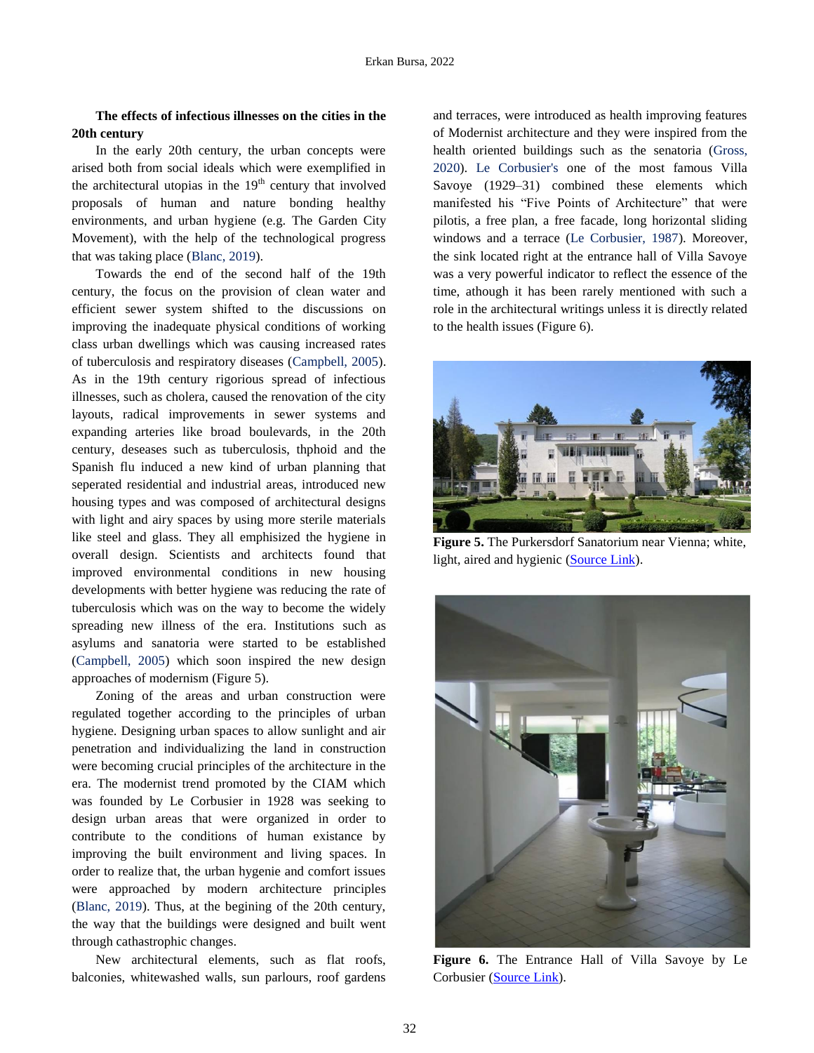### The effects of infectious illnesses on the cities in the 20th century

In the early 20th century, the urban concepts were arised both from social ideals which were exemplified in the architectural utopias in the 19th century that involved proposals of human and nature bonding healthy environments, and urban hygiene (e.g. The Garden City Movement), with the help of the technological progress that was taking place (Blanc, 2019).

Towards the end of the second half of the 19th century, the focus on the provision of clean water and efficient sewer system shifted to the discussions on improving the inadequate physical conditions of working class urban dwellings which was causing increased rates of tuberculosis and respiratory diseases (Campbell, 2005). As in the 19th century rigorious spread of infectious illnesses, such as cholera, caused the renovation of the city layouts, radical improvements in sewer systems and expanding arteries like broad boulevards, in the 20th century, deseases such as tuberculosis, thphoid and the Spanish flu induced a new kind of urban planning that seperated residential and industrial areas, introduced new housing types and was composed of architectural designs with light and airy spaces by using more sterile materials like steel and glass. They all emphizised the hygiene in overall design. Scientists and architects found that improved environmental conditions in new housing developments with better hygiene was reducing the rate of tuberculosis which was on the way to become the widely spreading new illness of the era. Institutions such as asylums and sanatoria were started to be established (Campbell, 2005) which soon inspired the new design approaches of modernism (Figure 5).

Zoning of the areas and urban construction were regulated together according to the principles of urban hygiene. Designing urban spaces to allow sunlight and air penetration and individualizing the land in construction were becoming crucial principles of the architecture in the era. The modernist trend promoted by the CIAM which was founded by Le Corbusier in 1928 was seeking to design urban areas that were organized in order to contribute to the conditions of human existance by improving the built environment and living spaces. In order to realize that, the urban hygenie and comfort issues were approached by modern architecture principles (Blanc, 2019). Thus, at the begining of the 20th century, the way that the buildings were designed and built went through cathastrophic changes.

New architectural elements, such as flat roofs, balconies, whitewashed walls, sun parlours, roof gardens and terraces, were introduced as health improving features of Modernist architecture and they were inspired from the health oriented buildings such as the senatoria (Gross, 2020). Le Corbusier's one of the most famous Villa Savoye (1929–31) combined these elements which manifested his "Five Points of Architecture" that were pilotis, a free plan, a free facade, long horizontal sliding windows and a terrace (Le Corbusier, 1987). Moreover, the sink located right at the entrance hall of Villa Savoye was a very powerful indicator to reflect the essence of the time, athough it has been rarely mentioned with such a role in the architectural writings unless it is directly related to the health issues (Figure 6).

**Figure 5.** The Purkersdorf Sanatorium near Vienna; white, light, aired and hygienic (Source Link).

**Figure 6.** The Entrance Hall of Villa Savoye by Le Corbusier (Source Link).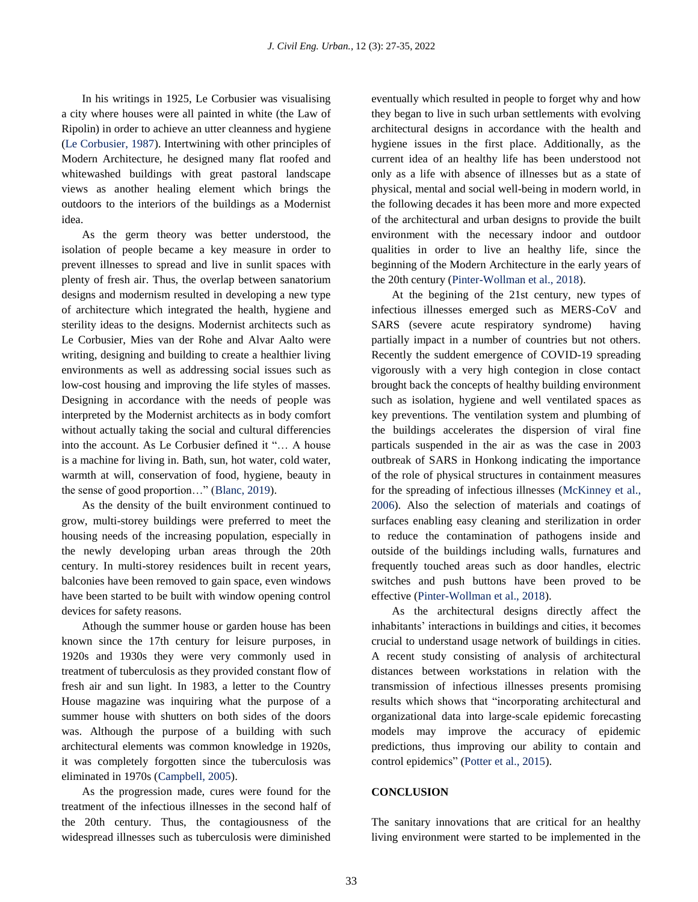In his writings in 1925, Le Corbusier was visualising a city where houses were all painted in white (the Law of Ripolin) in order to achieve an utter cleanness and hygiene (Le Corbusier, 1987). Intertwining with other principles of Modern Architecture, he designed many flat roofed and whitewashed buildings with great pastoral landscape views as another healing element which brings the outdoors to the interiors of the buildings as a Modernist idea.

As the germ theory was better understood, the isolation of people became a key measure in order to prevent illnesses to spread and live in sunlit spaces with plenty of fresh air. Thus, the overlap between sanatorium designs and modernism resulted in developing a new type of architecture which integrated the health, hygiene and sterility ideas to the designs. Modernist architects such as Le Corbusier, Mies van der Rohe and Alvar Aalto were writing, designing and building to create a healthier living environments as well as addressing social issues such as low-cost housing and improving the life styles of masses. Designing in accordance with the needs of people was interpreted by the Modernist architects as in body comfort without actually taking the social and cultural differencies into the account. As Le Corbusier defined it "… A house is a machine for living in. Bath, sun, hot water, cold water, warmth at will, conservation of food, hygiene, beauty in the sense of good proportion…" (Blanc, 2019).

As the density of the built environment continued to grow, multi-storey buildings were preferred to meet the housing needs of the increasing population, especially in the newly developing urban areas through the 20th century. In multi-storey residences built in recent years, balconies have been removed to gain space, even windows have been started to be built with window opening control devices for safety reasons.

Athough the summer house or garden house has been known since the 17th century for leisure purposes, in 1920s and 1930s they were very commonly used in treatment of tuberculosis as they provided constant flow of fresh air and sun light. In 1983, a letter to the Country House magazine was inquiring what the purpose of a summer house with shutters on both sides of the doors was. Although the purpose of a building with such architectural elements was common knowledge in 1920s, it was completely forgotten since the tuberculosis was eliminated in 1970s (Campbell, 2005).

As the progression made, cures were found for the treatment of the infectious illnesses in the second half of the 20th century. Thus, the contagiousness of the widespread illnesses such as tuberculosis were diminished eventually which resulted in people to forget why and how they began to live in such urban settlements with evolving architectural designs in accordance with the health and hygiene issues in the first place. Additionally, as the current idea of an healthy life has been understood not only as a life with absence of illnesses but as a state of physical, mental and social well-being in modern world, in the following decades it has been more and more expected of the architectural and urban designs to provide the built environment with the necessary indoor and outdoor qualities in order to live an healthy life, since the beginning of the Modern Architecture in the early years of the 20th century (Pinter-Wollman et al., 2018).

At the begining of the 21st century, new types of infectious illnesses emerged such as MERS-CoV and SARS (severe acute respiratory syndrome) having partially impact in a number of countries but not others. Recently the suddent emergence of COVID-19 spreading vigorously with a very high contegion in close contact brought back the concepts of healthy building environment such as isolation, hygiene and well ventilated spaces as key preventions. The ventilation system and plumbing of the buildings accelerates the dispersion of viral fine particals suspended in the air as was the case in 2003 outbreak of SARS in Honkong indicating the importance of the role of physical structures in containment measures for the spreading of infectious illnesses (McKinney et al., 2006). Also the selection of materials and coatings of surfaces enabling easy cleaning and sterilization in order to reduce the contamination of pathogens inside and outside of the buildings including walls, furnatures and frequently touched areas such as door handles, electric switches and push buttons have been proved to be effective (Pinter-Wollman et al., 2018).

As the architectural designs directly affect the inhabitants' interactions in buildings and cities, it becomes crucial to understand usage network of buildings in cities. A recent study consisting of analysis of architectural distances between workstations in relation with the transmission of infectious illnesses presents promising results which shows that "incorporating architectural and organizational data into large-scale epidemic forecasting models may improve the accuracy of epidemic predictions, thus improving our ability to contain and control epidemics" (Potter et al., 2015).

## CONCLUSION

The sanitary innovations that are critical for an healthy living environment were started to be implemented in the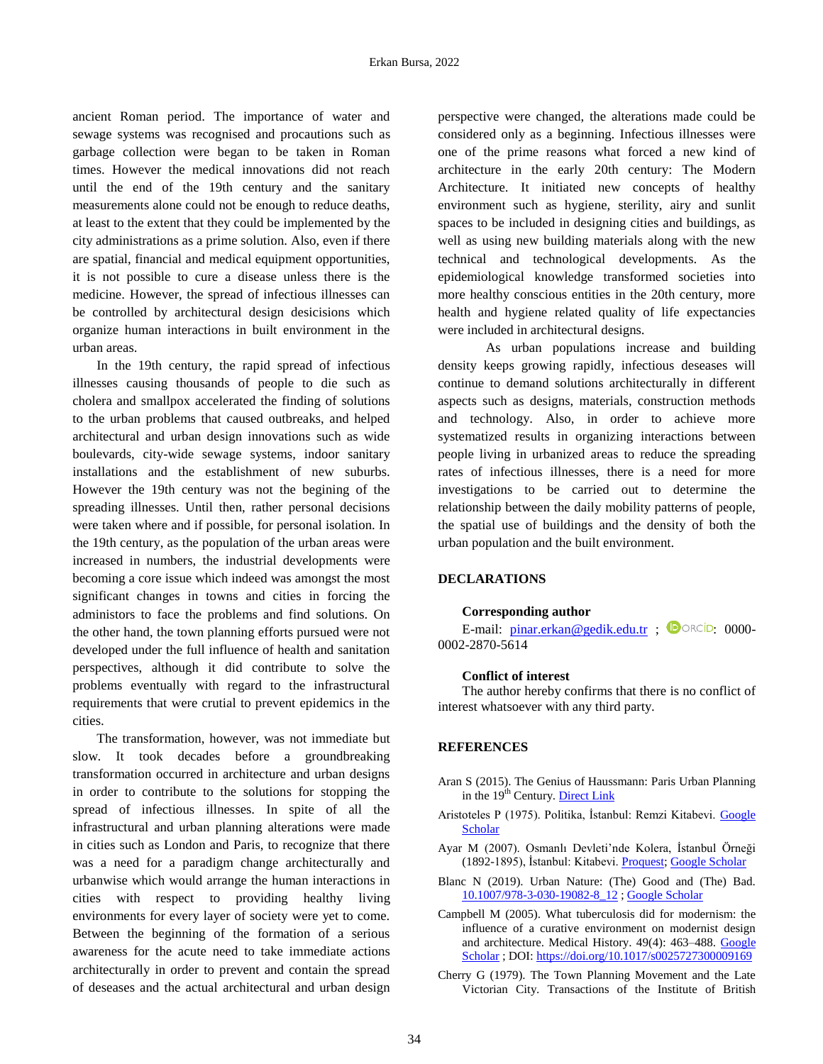ancient Roman period. The importance of water and sewage systems was recognised and procautions such as garbage collection were began to be taken in Roman times. However the medical innovations did not reach until the end of the 19th century and the sanitary measurements alone could not be enough to reduce deaths, at least to the extent that they could be implemented by the city administrations as a prime solution. Also, even if there are spatial, financial and medical equipment opportunities, it is not possible to cure a disease unless there is the medicine. However, the spread of infectious illnesses can be controlled by architectural design desicisions which organize human interactions in built environment in the urban areas.

In the 19th century, the rapid spread of infectious illnesses causing thousands of people to die such as cholera and smallpox accelerated the finding of solutions to the urban problems that caused outbreaks, and helped architectural and urban design innovations such as wide boulevards, city-wide sewage systems, indoor sanitary installations and the establishment of new suburbs. However the 19th century was not the begining of the spreading illnesses. Until then, rather personal decisions were taken where and if possible, for personal isolation. In the 19th century, as the population of the urban areas were increased in numbers, the industrial developments were becoming a core issue which indeed was amongst the most significant changes in towns and cities in forcing the administors to face the problems and find solutions. On the other hand, the town planning efforts pursued were not developed under the full influence of health and sanitation perspectives, although it did contribute to solve the problems eventually with regard to the infrastructural requirements that were crutial to prevent epidemics in the cities.

The transformation, however, was not immediate but slow. It took decades before a groundbreaking transformation occurred in architecture and urban designs in order to contribute to the solutions for stopping the spread of infectious illnesses. In spite of all the infrastructural and urban planning alterations were made in cities such as London and Paris, to recognize that there was a need for a paradigm change architecturally and urbanwise which would arrange the human interactions in cities with respect to providing healthy living environments for every layer of society were yet to come. Between the beginning of the formation of a serious awareness for the acute need to take immediate actions architecturally in order to prevent and contain the spread of deseases and the actual architectural and urban design perspective were changed, the alterations made could be considered only as a beginning. Infectious illnesses were one of the prime reasons what forced a new kind of architecture in the early 20th century: The Modern Architecture. It initiated new concepts of healthy environment such as hygiene, sterility, airy and sunlit spaces to be included in designing cities and buildings, as well as using new building materials along with the new technical and technological developments. As the epidemiological knowledge transformed societies into more healthy conscious entities in the 20th century, more health and hygiene related quality of life expectancies were included in architectural designs.

As urban populations increase and building density keeps growing rapidly, infectious deseases will continue to demand solutions architecturally in different aspects such as designs, materials, construction methods and technology. Also, in order to achieve more systematized results in organizing interactions between people living in urbanized areas to reduce the spreading rates of infectious illnesses, there is a need for more investigations to be carried out to determine the relationship between the daily mobility patterns of people, the spatial use of buildings and the density of both the urban population and the built environment.

## DECLARATIONS

### Corresponding author

E-mail: pinar.erkan@gedik.edu.tr ; ORCID: 0000-0002-2870-5614

### Conflict of interest

The author hereby confirms that there is no conflict of interest whatsoever with any third party.

## REFERENCES

Aran S (2015). The Genius of Haussmann: Paris Urban Planning in the 19th Century. Direct Link

Aristoteles P (1975). Politika, İstanbul: Remzi Kitabevi. Google Scholar

Ayar M (2007). Osmanlı Devleti'nde Kolera, İstanbul Örneği (1892-1895), İstanbul: Kitabevi. Proquest; Google Scholar

Blanc N (2019). Urban Nature: (The) Good and (The) Bad. 10.1007/978-3-030-19082-8_12 ; Google Scholar

Campbell M (2005). What tuberculosis did for modernism: the influence of a curative environment on modernist design and architecture. Medical History. 49(4): 463–488. Google Scholar ; DOI: https://doi.org/10.1017/s0025727300009169

Cherry G (1979). The Town Planning Movement and the Late Victorian City. Transactions of the Institute of British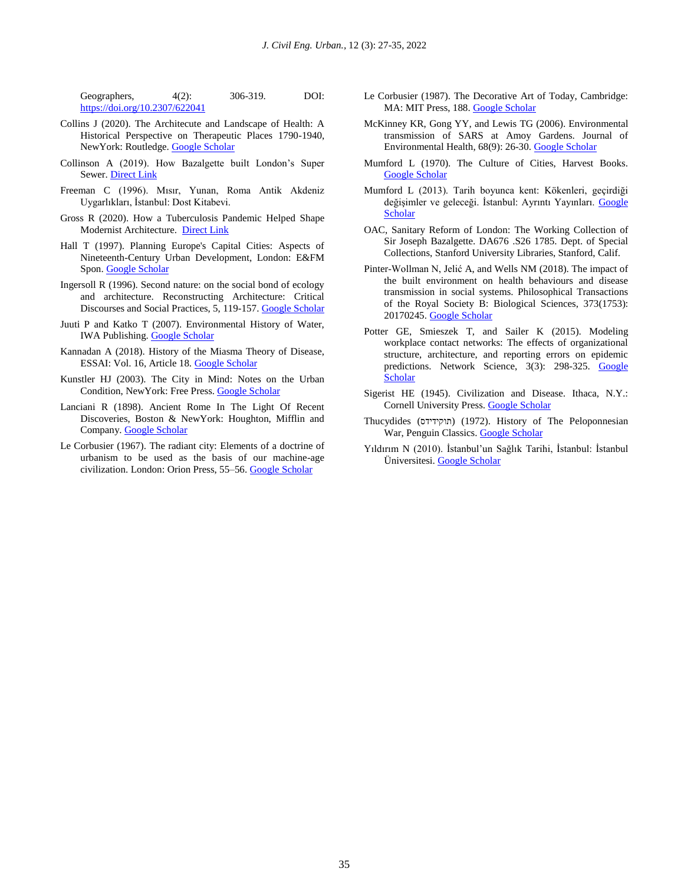Geographers, 4(2): 306-319. DOI: https://doi.org/10.2307/622041

Collins J (2020). The Architecute and Landscape of Health: A Historical Perspective on Therapeutic Places 1790-1940, NewYork: Routledge. Google Scholar

Collinson A (2019). How Bazalgette built London's Super Sewer. Direct Link

Freeman C (1996). Mısır, Yunan, Roma Antik Akdeniz Uygarlıkları, İstanbul: Dost Kitabevi.

Gross R (2020). How a Tuberculosis Pandemic Helped Shape Modernist Architecture. Direct Link

Hall T (1997). Planning Europe's Capital Cities: Aspects of Nineteenth-Century Urban Development, London: E&FM Spon. Google Scholar

Ingersoll R (1996). Second nature: on the social bond of ecology and architecture. Reconstructing Architecture: Critical Discourses and Social Practices, 5, 119-157. Google Scholar

Juuti P and Katko T (2007). Environmental History of Water, IWA Publishing. Google Scholar

Kannadan A (2018). History of the Miasma Theory of Disease, ESSAI: Vol. 16, Article 18. Google Scholar

Kunstler HJ (2003). The City in Mind: Notes on the Urban Condition, NewYork: Free Press. Google Scholar

Lanciani R (1898). Ancient Rome In The Light Of Recent Discoveries, Boston & NewYork: Houghton, Mifflin and Company. Google Scholar

Le Corbusier (1967). The radiant city: Elements of a doctrine of urbanism to be used as the basis of our machine-age civilization. London: Orion Press, 55–56. Google Scholar

Le Corbusier (1987). The Decorative Art of Today, Cambridge: MA: MIT Press, 188. Google Scholar

McKinney KR, Gong YY, and Lewis TG (2006). Environmental transmission of SARS at Amoy Gardens. Journal of Environmental Health, 68(9): 26-30. Google Scholar

Mumford L (1970). The Culture of Cities, Harvest Books. Google Scholar

Mumford L (2013). Tarih boyunca kent: Kökenleri, geçirdiği değişimler ve geleceği. İstanbul: Ayrıntı Yayınları. Google Scholar

OAC, Sanitary Reform of London: The Working Collection of Sir Joseph Bazalgette. DA676 .S26 1785. Dept. of Special Collections, Stanford University Libraries, Stanford, Calif.

Pinter-Wollman N, Jelić A, and Wells NM (2018). The impact of the built environment on health behaviours and disease transmission in social systems. Philosophical Transactions of the Royal Society B: Biological Sciences, 373(1753): 20170245. Google Scholar

Potter GE, Smieszek T, and Sailer K (2015). Modeling workplace contact networks: The effects of organizational structure, architecture, and reporting errors on epidemic predictions. Network Science, 3(3): 298-325. Google Scholar

Sigerist HE (1945). Civilization and Disease. Ithaca, N.Y.: Cornell University Press. Google Scholar

Thucydides (תוקידידס) (1972). History of The Peloponnesian War, Penguin Classics. Google Scholar

Yıldırım N (2010). İstanbul'un Sağlık Tarihi, İstanbul: İstanbul Üniversitesi. Google Scholar